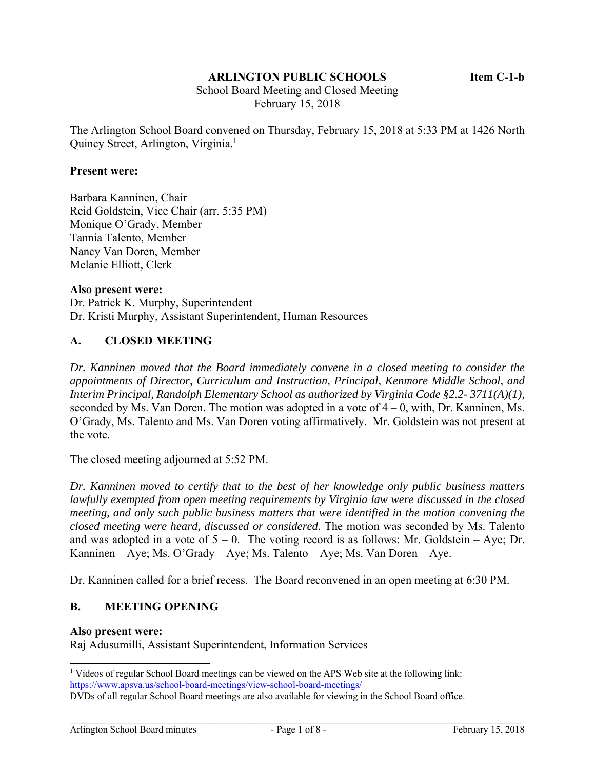**ARLINGTON PUBLIC SCHOOLS** **Item C-1-b**

School Board Meeting and Closed Meeting
February 15, 2018

The Arlington School Board convened on Thursday, February 15, 2018 at 5:33 PM at 1426 North Quincy Street, Arlington, Virginia.[1]

**Present were:**

Barbara Kanninen, Chair
Reid Goldstein, Vice Chair (arr. 5:35 PM)
Monique O'Grady, Member
Tannia Talento, Member
Nancy Van Doren, Member
Melanie Elliott, Clerk

**Also present were:**
Dr. Patrick K. Murphy, Superintendent
Dr. Kristi Murphy, Assistant Superintendent, Human Resources

## A. CLOSED MEETING

*Dr. Kanninen moved that the Board immediately convene in a closed meeting to consider the appointments of Director, Curriculum and Instruction, Principal, Kenmore Middle School, and Interim Principal, Randolph Elementary School as authorized by Virginia Code §2.2- 3711(A)(1),* seconded by Ms. Van Doren. The motion was adopted in a vote of 4 – 0, with, Dr. Kanninen, Ms. O'Grady, Ms. Talento and Ms. Van Doren voting affirmatively. Mr. Goldstein was not present at the vote.

The closed meeting adjourned at 5:52 PM.

*Dr. Kanninen moved to certify that to the best of her knowledge only public business matters lawfully exempted from open meeting requirements by Virginia law were discussed in the closed meeting, and only such public business matters that were identified in the motion convening the closed meeting were heard, discussed or considered.* The motion was seconded by Ms. Talento and was adopted in a vote of 5 – 0. The voting record is as follows: Mr. Goldstein – Aye; Dr. Kanninen – Aye; Ms. O'Grady – Aye; Ms. Talento – Aye; Ms. Van Doren – Aye.

Dr. Kanninen called for a brief recess. The Board reconvened in an open meeting at 6:30 PM.

## B. MEETING OPENING

**Also present were:**
Raj Adusumilli, Assistant Superintendent, Information Services

---

[1] Videos of regular School Board meetings can be viewed on the APS Web site at the following link: https://www.apsva.us/school-board-meetings/view-school-board-meetings/
DVDs of all regular School Board meetings are also available for viewing in the School Board office.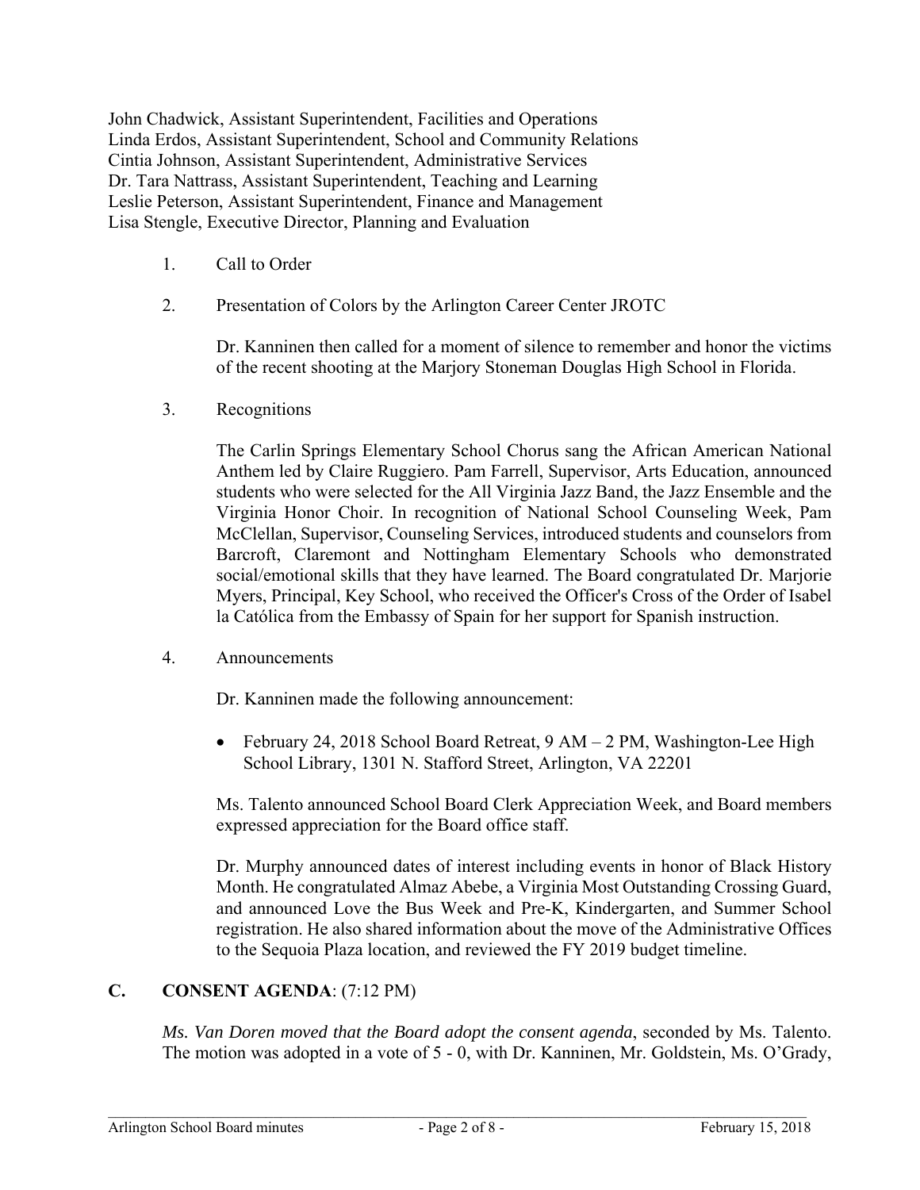John Chadwick, Assistant Superintendent, Facilities and Operations
Linda Erdos, Assistant Superintendent, School and Community Relations
Cintia Johnson, Assistant Superintendent, Administrative Services
Dr. Tara Nattrass, Assistant Superintendent, Teaching and Learning
Leslie Peterson, Assistant Superintendent, Finance and Management
Lisa Stengle, Executive Director, Planning and Evaluation

1. Call to Order

2. Presentation of Colors by the Arlington Career Center JROTC

   Dr. Kanninen then called for a moment of silence to remember and honor the victims of the recent shooting at the Marjory Stoneman Douglas High School in Florida.

3. Recognitions

   The Carlin Springs Elementary School Chorus sang the African American National Anthem led by Claire Ruggiero. Pam Farrell, Supervisor, Arts Education, announced students who were selected for the All Virginia Jazz Band, the Jazz Ensemble and the Virginia Honor Choir. In recognition of National School Counseling Week, Pam McClellan, Supervisor, Counseling Services, introduced students and counselors from Barcroft, Claremont and Nottingham Elementary Schools who demonstrated social/emotional skills that they have learned. The Board congratulated Dr. Marjorie Myers, Principal, Key School, who received the Officer's Cross of the Order of Isabel la Católica from the Embassy of Spain for her support for Spanish instruction.

4. Announcements

   Dr. Kanninen made the following announcement:

   - February 24, 2018 School Board Retreat, 9 AM – 2 PM, Washington-Lee High School Library, 1301 N. Stafford Street, Arlington, VA 22201

   Ms. Talento announced School Board Clerk Appreciation Week, and Board members expressed appreciation for the Board office staff.

   Dr. Murphy announced dates of interest including events in honor of Black History Month. He congratulated Almaz Abebe, a Virginia Most Outstanding Crossing Guard, and announced Love the Bus Week and Pre-K, Kindergarten, and Summer School registration. He also shared information about the move of the Administrative Offices to the Sequoia Plaza location, and reviewed the FY 2019 budget timeline.

## C. CONSENT AGENDA: (7:12 PM)

*Ms. Van Doren moved that the Board adopt the consent agenda*, seconded by Ms. Talento. The motion was adopted in a vote of 5 - 0, with Dr. Kanninen, Mr. Goldstein, Ms. O'Grady,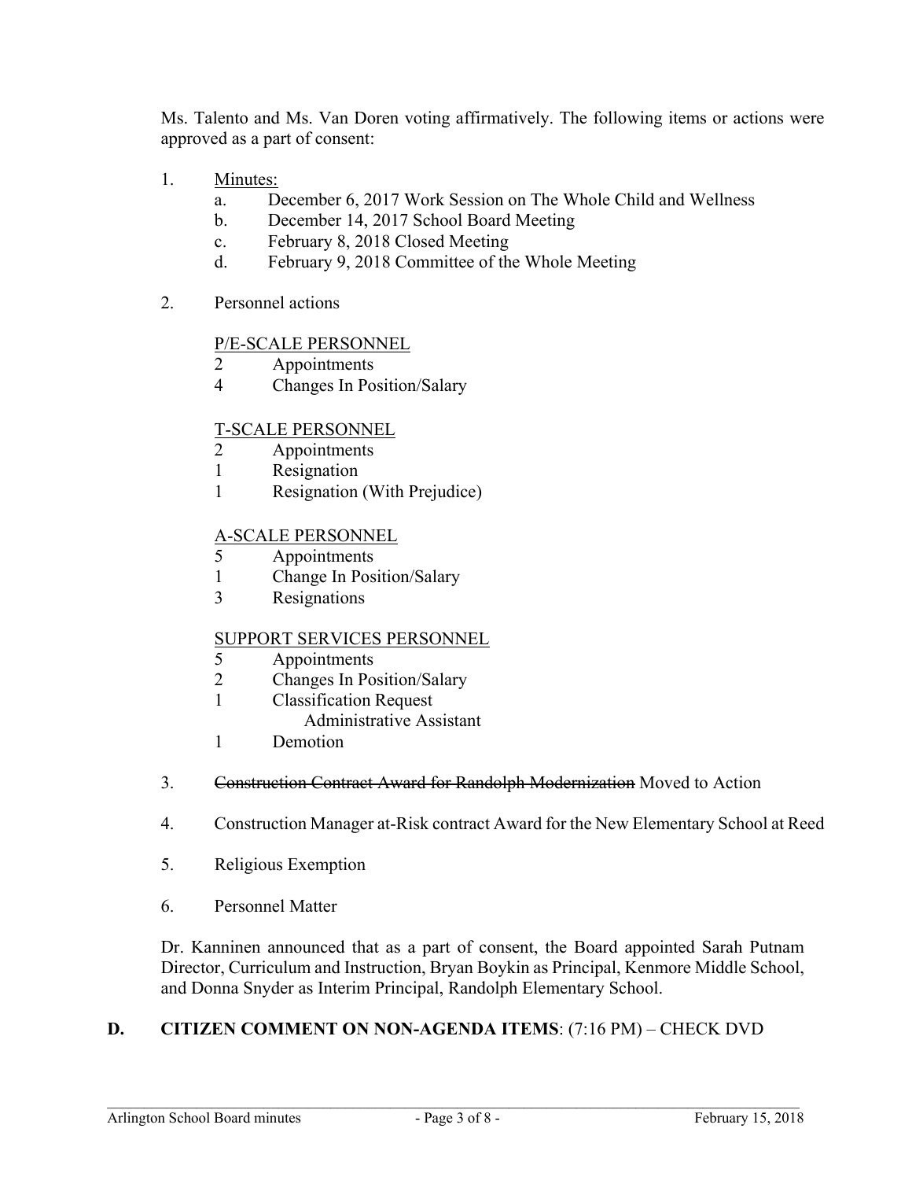Ms. Talento and Ms. Van Doren voting affirmatively. The following items or actions were approved as a part of consent:

1. Minutes:
   a. December 6, 2017 Work Session on The Whole Child and Wellness
   b. December 14, 2017 School Board Meeting
   c. February 8, 2018 Closed Meeting
   d. February 9, 2018 Committee of the Whole Meeting

2. Personnel actions

   P/E-SCALE PERSONNEL
   - 2 Appointments
   - 4 Changes In Position/Salary

   T-SCALE PERSONNEL
   - 2 Appointments
   - 1 Resignation
   - 1 Resignation (With Prejudice)

   A-SCALE PERSONNEL
   - 5 Appointments
   - 1 Change In Position/Salary
   - 3 Resignations

   SUPPORT SERVICES PERSONNEL
   - 5 Appointments
   - 2 Changes In Position/Salary
   - 1 Classification Request
     - Administrative Assistant
   - 1 Demotion

3. ~~Construction Contract Award for Randolph Modernization~~ Moved to Action

4. Construction Manager at-Risk contract Award for the New Elementary School at Reed

5. Religious Exemption

6. Personnel Matter

Dr. Kanninen announced that as a part of consent, the Board appointed Sarah Putnam Director, Curriculum and Instruction, Bryan Boykin as Principal, Kenmore Middle School, and Donna Snyder as Interim Principal, Randolph Elementary School.

## D. CITIZEN COMMENT ON NON-AGENDA ITEMS: (7:16 PM) – CHECK DVD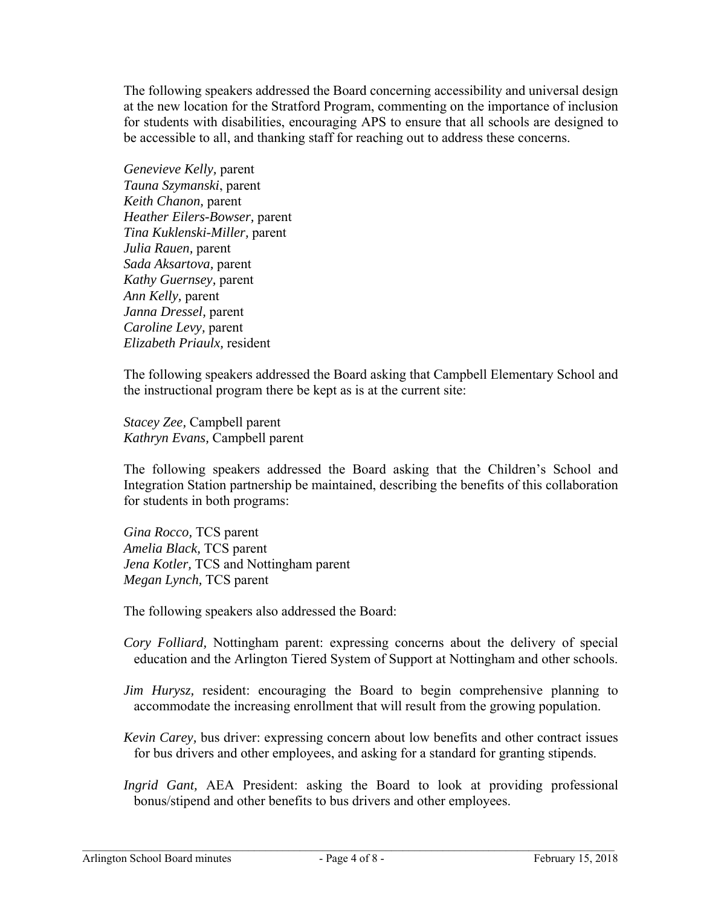The following speakers addressed the Board concerning accessibility and universal design at the new location for the Stratford Program, commenting on the importance of inclusion for students with disabilities, encouraging APS to ensure that all schools are designed to be accessible to all, and thanking staff for reaching out to address these concerns.

*Genevieve Kelly,* parent  
*Tauna Szymanski*, parent  
*Keith Chanon,* parent  
*Heather Eilers-Bowser,* parent  
*Tina Kuklenski-Miller,* parent  
*Julia Rauen,* parent  
*Sada Aksartova,* parent  
*Kathy Guernsey,* parent  
*Ann Kelly*, parent  
*Janna Dressel,* parent  
*Caroline Levy,* parent  
*Elizabeth Priaulx,* resident

The following speakers addressed the Board asking that Campbell Elementary School and the instructional program there be kept as is at the current site:

*Stacey Zee,* Campbell parent  
*Kathryn Evans,* Campbell parent

The following speakers addressed the Board asking that the Children's School and Integration Station partnership be maintained, describing the benefits of this collaboration for students in both programs:

*Gina Rocco,* TCS parent  
*Amelia Black,* TCS parent  
*Jena Kotler,* TCS and Nottingham parent  
*Megan Lynch,* TCS parent

The following speakers also addressed the Board:

*Cory Folliard,* Nottingham parent: expressing concerns about the delivery of special education and the Arlington Tiered System of Support at Nottingham and other schools.

*Jim Hurysz,* resident: encouraging the Board to begin comprehensive planning to accommodate the increasing enrollment that will result from the growing population.

*Kevin Carey,* bus driver: expressing concern about low benefits and other contract issues for bus drivers and other employees, and asking for a standard for granting stipends.

*Ingrid Gant,* AEA President: asking the Board to look at providing professional bonus/stipend and other benefits to bus drivers and other employees.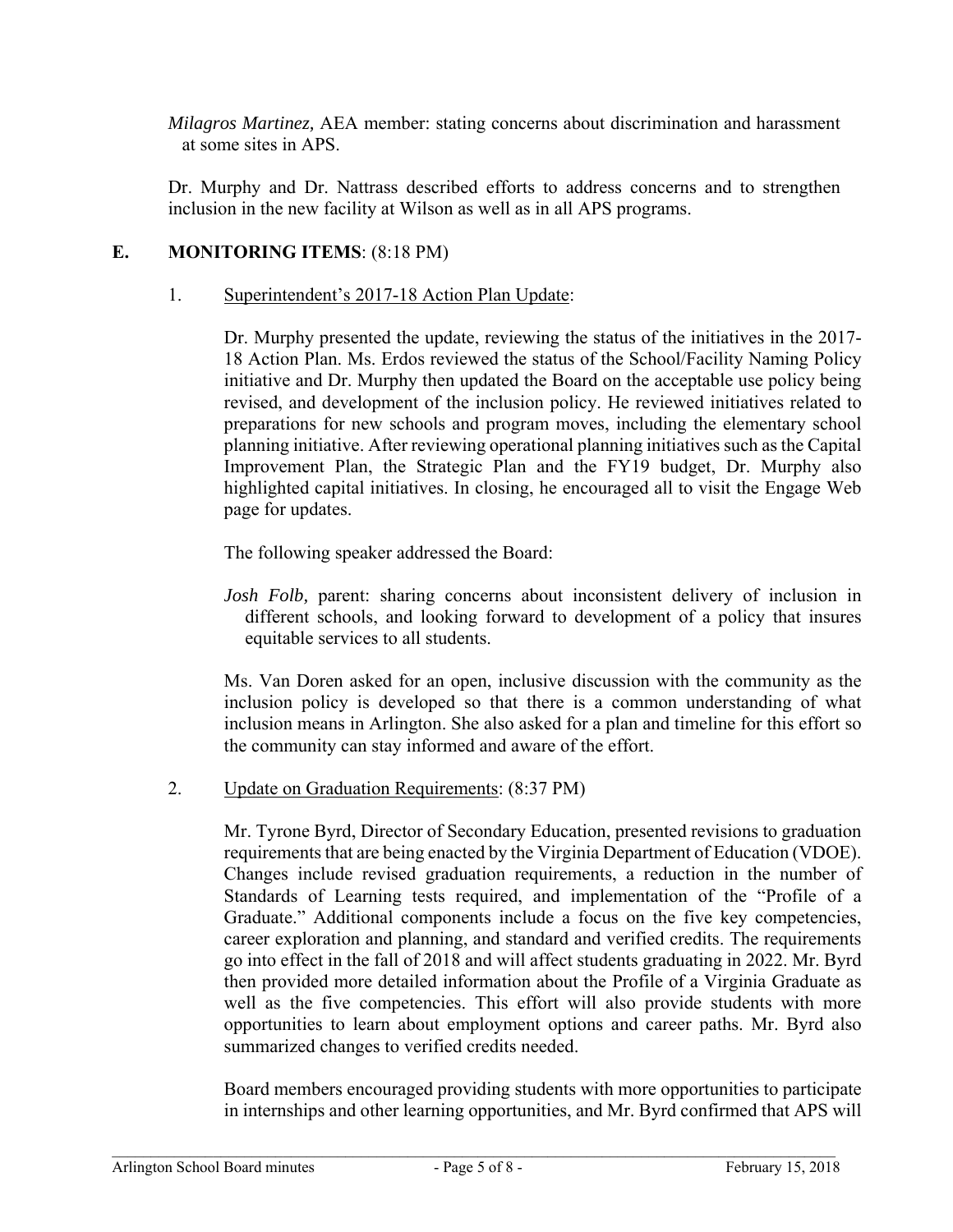*Milagros Martinez,* AEA member: stating concerns about discrimination and harassment at some sites in APS.

Dr. Murphy and Dr. Nattrass described efforts to address concerns and to strengthen inclusion in the new facility at Wilson as well as in all APS programs.

## E. MONITORING ITEMS: (8:18 PM)

1. Superintendent's 2017-18 Action Plan Update:

Dr. Murphy presented the update, reviewing the status of the initiatives in the 2017-18 Action Plan. Ms. Erdos reviewed the status of the School/Facility Naming Policy initiative and Dr. Murphy then updated the Board on the acceptable use policy being revised, and development of the inclusion policy. He reviewed initiatives related to preparations for new schools and program moves, including the elementary school planning initiative. After reviewing operational planning initiatives such as the Capital Improvement Plan, the Strategic Plan and the FY19 budget, Dr. Murphy also highlighted capital initiatives. In closing, he encouraged all to visit the Engage Web page for updates.

The following speaker addressed the Board:

*Josh Folb,* parent: sharing concerns about inconsistent delivery of inclusion in different schools, and looking forward to development of a policy that insures equitable services to all students.

Ms. Van Doren asked for an open, inclusive discussion with the community as the inclusion policy is developed so that there is a common understanding of what inclusion means in Arlington. She also asked for a plan and timeline for this effort so the community can stay informed and aware of the effort.

2. Update on Graduation Requirements: (8:37 PM)

Mr. Tyrone Byrd, Director of Secondary Education, presented revisions to graduation requirements that are being enacted by the Virginia Department of Education (VDOE). Changes include revised graduation requirements, a reduction in the number of Standards of Learning tests required, and implementation of the "Profile of a Graduate." Additional components include a focus on the five key competencies, career exploration and planning, and standard and verified credits. The requirements go into effect in the fall of 2018 and will affect students graduating in 2022. Mr. Byrd then provided more detailed information about the Profile of a Virginia Graduate as well as the five competencies. This effort will also provide students with more opportunities to learn about employment options and career paths. Mr. Byrd also summarized changes to verified credits needed.

Board members encouraged providing students with more opportunities to participate in internships and other learning opportunities, and Mr. Byrd confirmed that APS will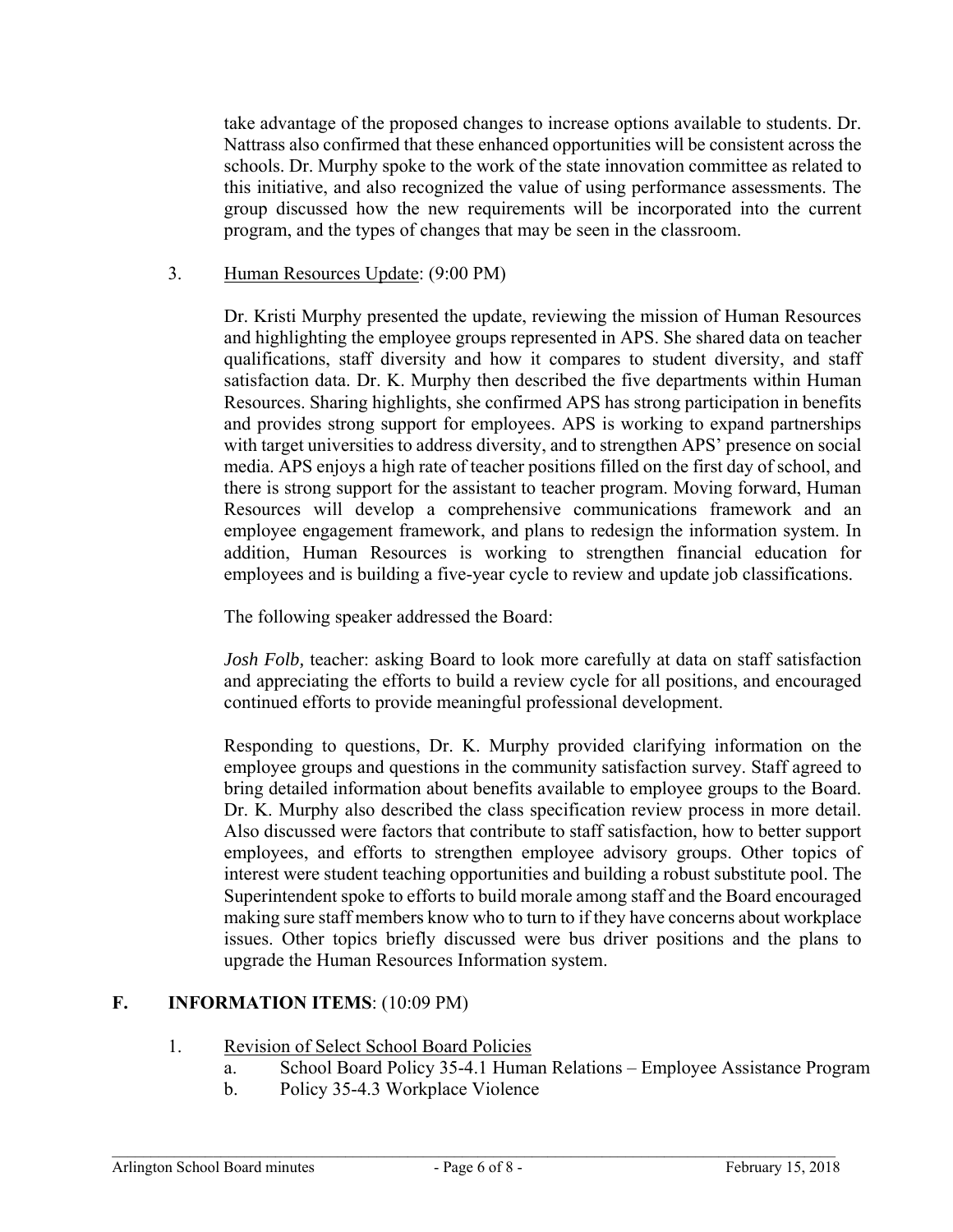take advantage of the proposed changes to increase options available to students. Dr. Nattrass also confirmed that these enhanced opportunities will be consistent across the schools. Dr. Murphy spoke to the work of the state innovation committee as related to this initiative, and also recognized the value of using performance assessments. The group discussed how the new requirements will be incorporated into the current program, and the types of changes that may be seen in the classroom.

3. Human Resources Update: (9:00 PM)

Dr. Kristi Murphy presented the update, reviewing the mission of Human Resources and highlighting the employee groups represented in APS. She shared data on teacher qualifications, staff diversity and how it compares to student diversity, and staff satisfaction data. Dr. K. Murphy then described the five departments within Human Resources. Sharing highlights, she confirmed APS has strong participation in benefits and provides strong support for employees. APS is working to expand partnerships with target universities to address diversity, and to strengthen APS' presence on social media. APS enjoys a high rate of teacher positions filled on the first day of school, and there is strong support for the assistant to teacher program. Moving forward, Human Resources will develop a comprehensive communications framework and an employee engagement framework, and plans to redesign the information system. In addition, Human Resources is working to strengthen financial education for employees and is building a five-year cycle to review and update job classifications.

The following speaker addressed the Board:

*Josh Folb,* teacher: asking Board to look more carefully at data on staff satisfaction and appreciating the efforts to build a review cycle for all positions, and encouraged continued efforts to provide meaningful professional development.

Responding to questions, Dr. K. Murphy provided clarifying information on the employee groups and questions in the community satisfaction survey. Staff agreed to bring detailed information about benefits available to employee groups to the Board. Dr. K. Murphy also described the class specification review process in more detail. Also discussed were factors that contribute to staff satisfaction, how to better support employees, and efforts to strengthen employee advisory groups. Other topics of interest were student teaching opportunities and building a robust substitute pool. The Superintendent spoke to efforts to build morale among staff and the Board encouraged making sure staff members know who to turn to if they have concerns about workplace issues. Other topics briefly discussed were bus driver positions and the plans to upgrade the Human Resources Information system.

## F. INFORMATION ITEMS: (10:09 PM)

1. Revision of Select School Board Policies
   a. School Board Policy 35-4.1 Human Relations – Employee Assistance Program
   b. Policy 35-4.3 Workplace Violence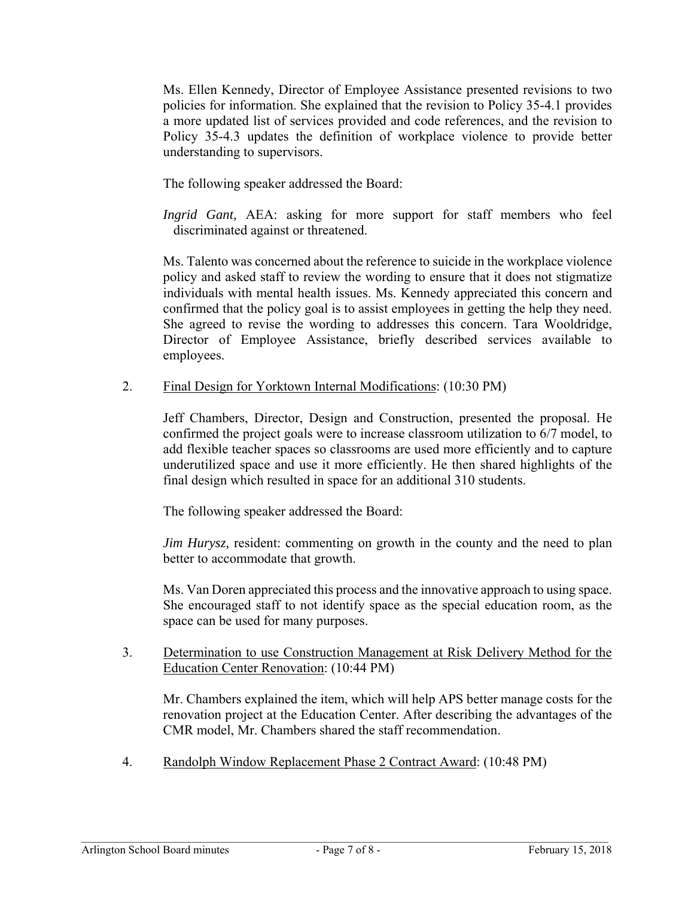Ms. Ellen Kennedy, Director of Employee Assistance presented revisions to two policies for information. She explained that the revision to Policy 35-4.1 provides a more updated list of services provided and code references, and the revision to Policy 35-4.3 updates the definition of workplace violence to provide better understanding to supervisors.

The following speaker addressed the Board:

*Ingrid Gant,* AEA: asking for more support for staff members who feel discriminated against or threatened.

Ms. Talento was concerned about the reference to suicide in the workplace violence policy and asked staff to review the wording to ensure that it does not stigmatize individuals with mental health issues. Ms. Kennedy appreciated this concern and confirmed that the policy goal is to assist employees in getting the help they need. She agreed to revise the wording to addresses this concern. Tara Wooldridge, Director of Employee Assistance, briefly described services available to employees.

2. Final Design for Yorktown Internal Modifications: (10:30 PM)

Jeff Chambers, Director, Design and Construction, presented the proposal. He confirmed the project goals were to increase classroom utilization to 6/7 model, to add flexible teacher spaces so classrooms are used more efficiently and to capture underutilized space and use it more efficiently. He then shared highlights of the final design which resulted in space for an additional 310 students.

The following speaker addressed the Board:

*Jim Hurysz,* resident: commenting on growth in the county and the need to plan better to accommodate that growth.

Ms. Van Doren appreciated this process and the innovative approach to using space. She encouraged staff to not identify space as the special education room, as the space can be used for many purposes.

3. Determination to use Construction Management at Risk Delivery Method for the Education Center Renovation: (10:44 PM)

Mr. Chambers explained the item, which will help APS better manage costs for the renovation project at the Education Center. After describing the advantages of the CMR model, Mr. Chambers shared the staff recommendation.

4. Randolph Window Replacement Phase 2 Contract Award: (10:48 PM)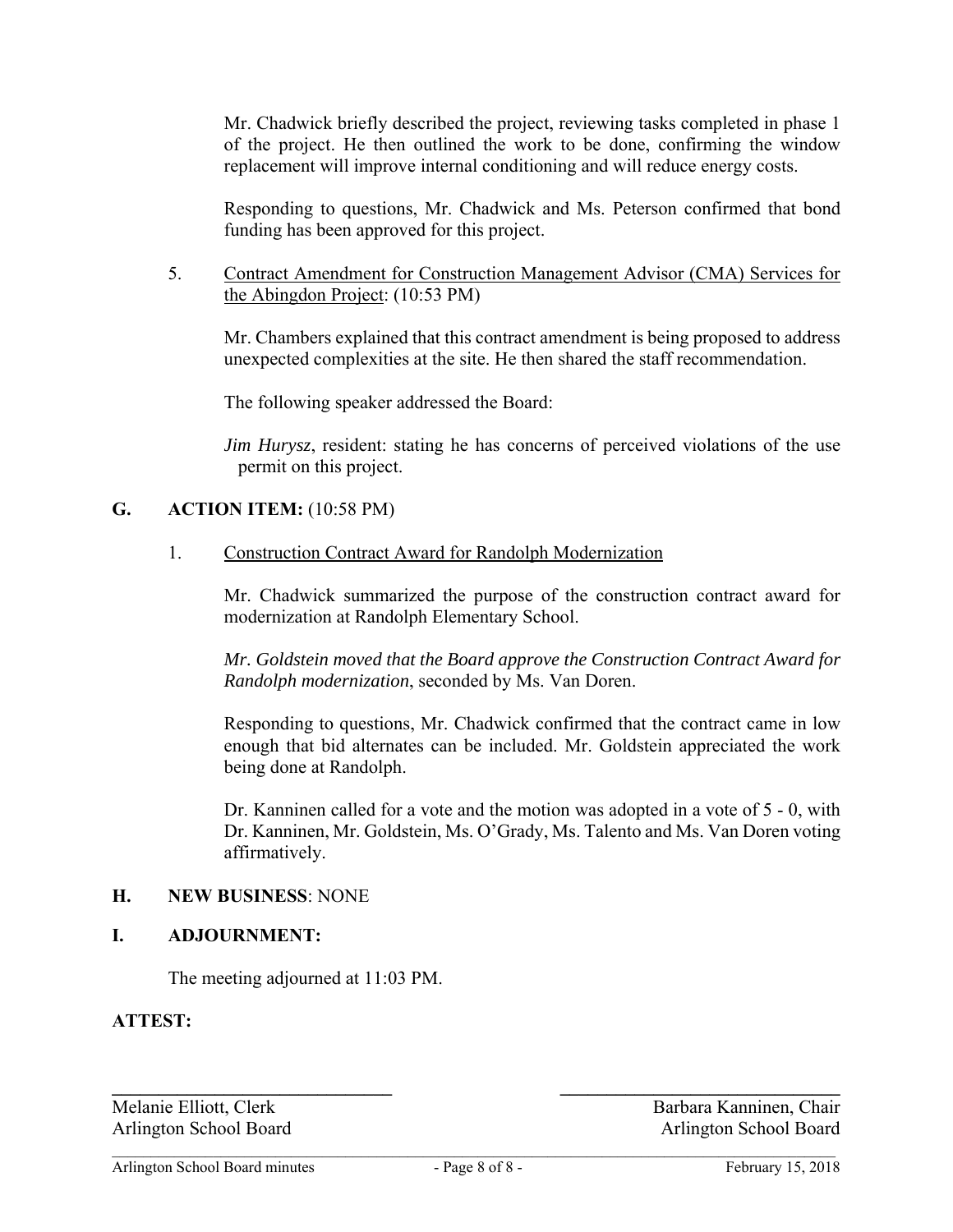Mr. Chadwick briefly described the project, reviewing tasks completed in phase 1 of the project. He then outlined the work to be done, confirming the window replacement will improve internal conditioning and will reduce energy costs.

Responding to questions, Mr. Chadwick and Ms. Peterson confirmed that bond funding has been approved for this project.

5. Contract Amendment for Construction Management Advisor (CMA) Services for the Abingdon Project: (10:53 PM)

   Mr. Chambers explained that this contract amendment is being proposed to address unexpected complexities at the site. He then shared the staff recommendation.

   The following speaker addressed the Board:

   *Jim Hurysz*, resident: stating he has concerns of perceived violations of the use permit on this project.

## G. ACTION ITEM: (10:58 PM)

1. Construction Contract Award for Randolph Modernization

   Mr. Chadwick summarized the purpose of the construction contract award for modernization at Randolph Elementary School.

   *Mr. Goldstein moved that the Board approve the Construction Contract Award for Randolph modernization*, seconded by Ms. Van Doren.

   Responding to questions, Mr. Chadwick confirmed that the contract came in low enough that bid alternates can be included. Mr. Goldstein appreciated the work being done at Randolph.

   Dr. Kanninen called for a vote and the motion was adopted in a vote of 5 - 0, with Dr. Kanninen, Mr. Goldstein, Ms. O'Grady, Ms. Talento and Ms. Van Doren voting affirmatively.

## H. NEW BUSINESS: NONE

## I. ADJOURNMENT:

The meeting adjourned at 11:03 PM.

**ATTEST:**

| | |
|---|---|
| Melanie Elliott, Clerk | Barbara Kanninen, Chair |
| Arlington School Board | Arlington School Board |